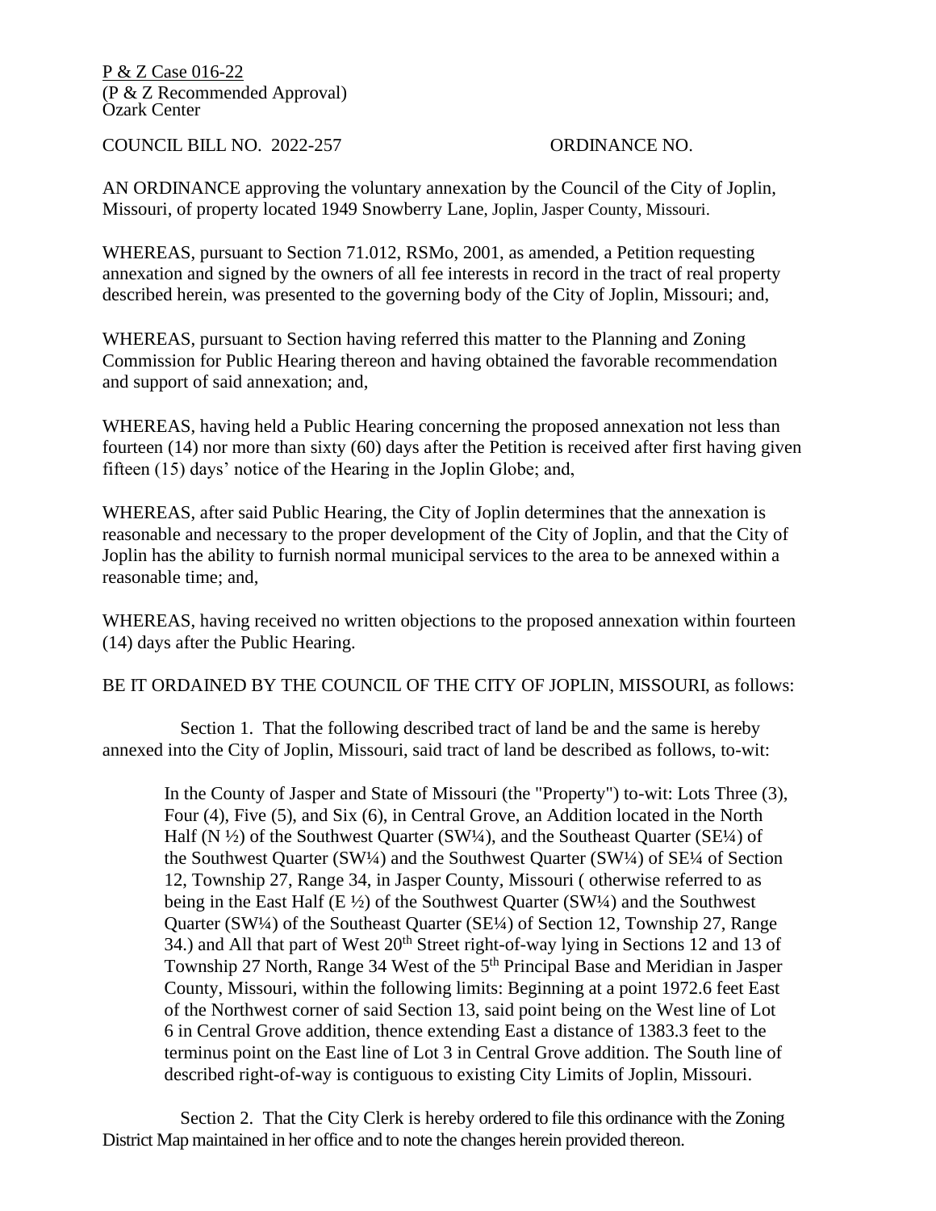<u>P & Z Case 016-22</u>
(P & Z Recommended Approval)
Ozark Center

COUNCIL BILL NO. 2022-257 ORDINANCE NO.

AN ORDINANCE approving the voluntary annexation by the Council of the City of Joplin, Missouri, of property located 1949 Snowberry Lane, Joplin, Jasper County, Missouri.

WHEREAS, pursuant to Section 71.012, RSMo, 2001, as amended, a Petition requesting annexation and signed by the owners of all fee interests in record in the tract of real property described herein, was presented to the governing body of the City of Joplin, Missouri; and,

WHEREAS, pursuant to Section having referred this matter to the Planning and Zoning Commission for Public Hearing thereon and having obtained the favorable recommendation and support of said annexation; and,

WHEREAS, having held a Public Hearing concerning the proposed annexation not less than fourteen (14) nor more than sixty (60) days after the Petition is received after first having given fifteen (15) days' notice of the Hearing in the Joplin Globe; and,

WHEREAS, after said Public Hearing, the City of Joplin determines that the annexation is reasonable and necessary to the proper development of the City of Joplin, and that the City of Joplin has the ability to furnish normal municipal services to the area to be annexed within a reasonable time; and,

WHEREAS, having received no written objections to the proposed annexation within fourteen (14) days after the Public Hearing.

BE IT ORDAINED BY THE COUNCIL OF THE CITY OF JOPLIN, MISSOURI, as follows:

Section 1. That the following described tract of land be and the same is hereby annexed into the City of Joplin, Missouri, said tract of land be described as follows, to-wit:

> In the County of Jasper and State of Missouri (the "Property") to-wit: Lots Three (3), Four (4), Five (5), and Six (6), in Central Grove, an Addition located in the North Half (N ½) of the Southwest Quarter (SW¼), and the Southeast Quarter (SE¼) of the Southwest Quarter (SW¼) and the Southwest Quarter (SW¼) of SE¼ of Section 12, Township 27, Range 34, in Jasper County, Missouri ( otherwise referred to as being in the East Half (E ½) of the Southwest Quarter (SW¼) and the Southwest Quarter (SW¼) of the Southeast Quarter (SE¼) of Section 12, Township 27, Range 34.) and All that part of West 20th Street right-of-way lying in Sections 12 and 13 of Township 27 North, Range 34 West of the 5th Principal Base and Meridian in Jasper County, Missouri, within the following limits: Beginning at a point 1972.6 feet East of the Northwest corner of said Section 13, said point being on the West line of Lot 6 in Central Grove addition, thence extending East a distance of 1383.3 feet to the terminus point on the East line of Lot 3 in Central Grove addition. The South line of described right-of-way is contiguous to existing City Limits of Joplin, Missouri.

Section 2. That the City Clerk is hereby ordered to file this ordinance with the Zoning District Map maintained in her office and to note the changes herein provided thereon.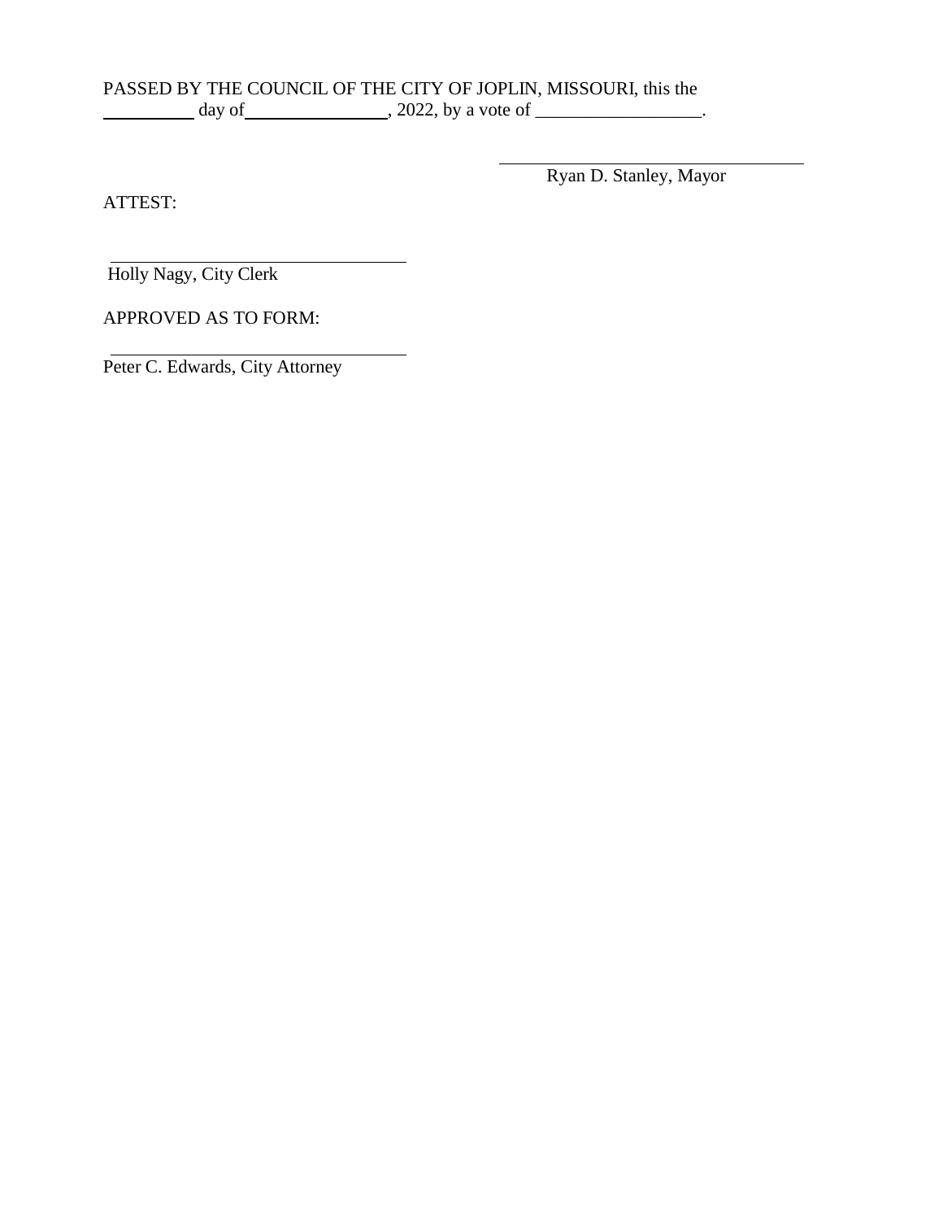PASSED BY THE COUNCIL OF THE CITY OF JOPLIN, MISSOURI, this the __________ day of________________, 2022, by a vote of __________________.

\_\_\_\_\_\_\_\_\_\_\_\_\_\_\_\_\_\_\_\_\_\_\_\_\_\_\_\_\_\_\_\_\_\_

Ryan D. Stanley, Mayor

ATTEST:

\_\_\_\_\_\_\_\_\_\_\_\_\_\_\_\_\_\_\_\_\_\_\_\_\_\_\_\_\_\_\_\_\_\_

Holly Nagy, City Clerk

APPROVED AS TO FORM:

\_\_\_\_\_\_\_\_\_\_\_\_\_\_\_\_\_\_\_\_\_\_\_\_\_\_\_\_\_\_\_\_\_\_

Peter C. Edwards, City Attorney